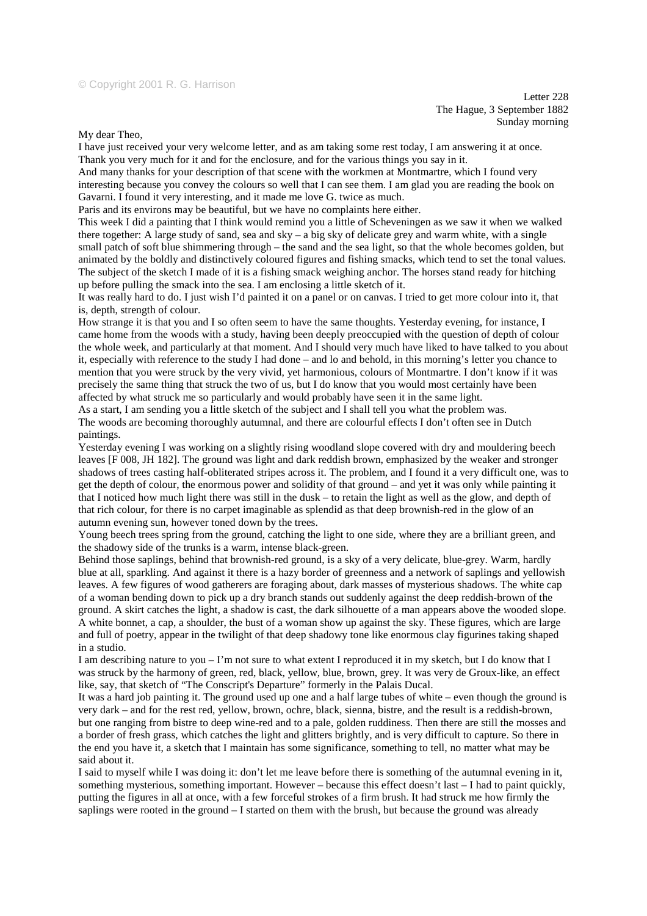© Copyright 2001 R. G. Harrison

Letter 228
The Hague, 3 September 1882
Sunday morning

My dear Theo,

I have just received your very welcome letter, and as am taking some rest today, I am answering it at once. Thank you very much for it and for the enclosure, and for the various things you say in it.

And many thanks for your description of that scene with the workmen at Montmartre, which I found very interesting because you convey the colours so well that I can see them. I am glad you are reading the book on Gavarni. I found it very interesting, and it made me love G. twice as much.

Paris and its environs may be beautiful, but we have no complaints here either.

This week I did a painting that I think would remind you a little of Scheveningen as we saw it when we walked there together: A large study of sand, sea and sky – a big sky of delicate grey and warm white, with a single small patch of soft blue shimmering through – the sand and the sea light, so that the whole becomes golden, but animated by the boldly and distinctively coloured figures and fishing smacks, which tend to set the tonal values. The subject of the sketch I made of it is a fishing smack weighing anchor. The horses stand ready for hitching up before pulling the smack into the sea. I am enclosing a little sketch of it.

It was really hard to do. I just wish I'd painted it on a panel or on canvas. I tried to get more colour into it, that is, depth, strength of colour.

How strange it is that you and I so often seem to have the same thoughts. Yesterday evening, for instance, I came home from the woods with a study, having been deeply preoccupied with the question of depth of colour the whole week, and particularly at that moment. And I should very much have liked to have talked to you about it, especially with reference to the study I had done – and lo and behold, in this morning's letter you chance to mention that you were struck by the very vivid, yet harmonious, colours of Montmartre. I don't know if it was precisely the same thing that struck the two of us, but I do know that you would most certainly have been affected by what struck me so particularly and would probably have seen it in the same light.

As a start, I am sending you a little sketch of the subject and I shall tell you what the problem was.

The woods are becoming thoroughly autumnal, and there are colourful effects I don't often see in Dutch paintings.

Yesterday evening I was working on a slightly rising woodland slope covered with dry and mouldering beech leaves [F 008, JH 182]. The ground was light and dark reddish brown, emphasized by the weaker and stronger shadows of trees casting half-obliterated stripes across it. The problem, and I found it a very difficult one, was to get the depth of colour, the enormous power and solidity of that ground – and yet it was only while painting it that I noticed how much light there was still in the dusk – to retain the light as well as the glow, and depth of that rich colour, for there is no carpet imaginable as splendid as that deep brownish-red in the glow of an autumn evening sun, however toned down by the trees.

Young beech trees spring from the ground, catching the light to one side, where they are a brilliant green, and the shadowy side of the trunks is a warm, intense black-green.

Behind those saplings, behind that brownish-red ground, is a sky of a very delicate, blue-grey. Warm, hardly blue at all, sparkling. And against it there is a hazy border of greenness and a network of saplings and yellowish leaves. A few figures of wood gatherers are foraging about, dark masses of mysterious shadows. The white cap of a woman bending down to pick up a dry branch stands out suddenly against the deep reddish-brown of the ground. A skirt catches the light, a shadow is cast, the dark silhouette of a man appears above the wooded slope. A white bonnet, a cap, a shoulder, the bust of a woman show up against the sky. These figures, which are large and full of poetry, appear in the twilight of that deep shadowy tone like enormous clay figurines taking shaped in a studio.

I am describing nature to you – I'm not sure to what extent I reproduced it in my sketch, but I do know that I was struck by the harmony of green, red, black, yellow, blue, brown, grey. It was very de Groux-like, an effect like, say, that sketch of "The Conscript's Departure" formerly in the Palais Ducal.

It was a hard job painting it. The ground used up one and a half large tubes of white – even though the ground is very dark – and for the rest red, yellow, brown, ochre, black, sienna, bistre, and the result is a reddish-brown, but one ranging from bistre to deep wine-red and to a pale, golden ruddiness. Then there are still the mosses and a border of fresh grass, which catches the light and glitters brightly, and is very difficult to capture. So there in the end you have it, a sketch that I maintain has some significance, something to tell, no matter what may be said about it.

I said to myself while I was doing it: don't let me leave before there is something of the autumnal evening in it, something mysterious, something important. However – because this effect doesn't last – I had to paint quickly, putting the figures in all at once, with a few forceful strokes of a firm brush. It had struck me how firmly the saplings were rooted in the ground – I started on them with the brush, but because the ground was already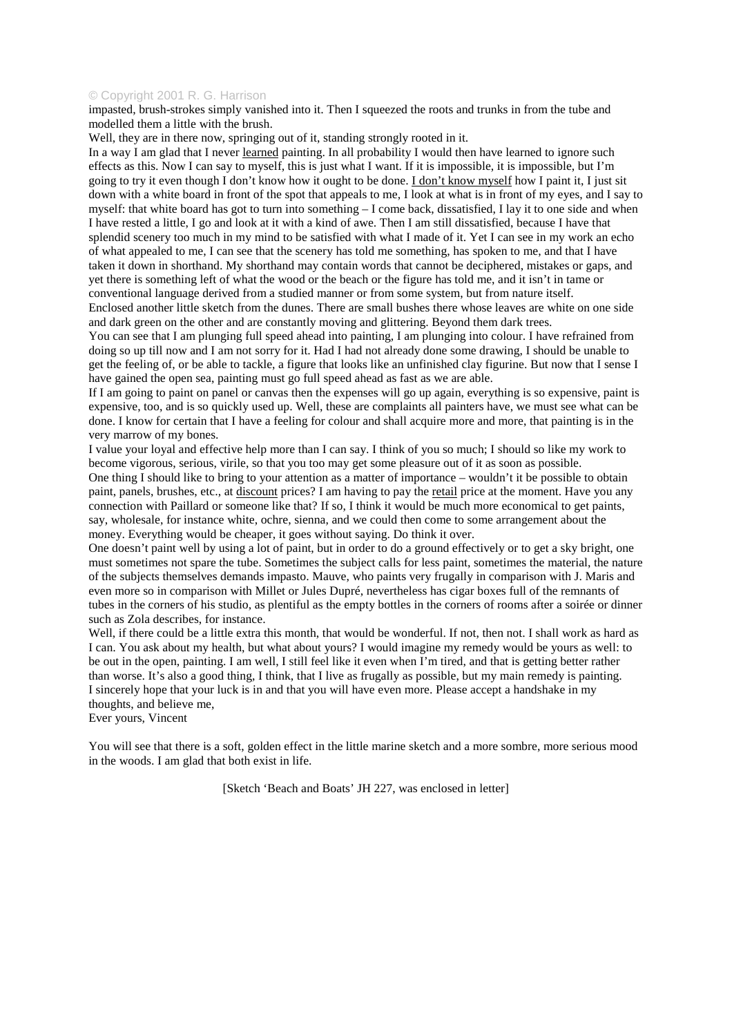impasted, brush-strokes simply vanished into it. Then I squeezed the roots and trunks in from the tube and modelled them a little with the brush.

Well, they are in there now, springing out of it, standing strongly rooted in it.

In a way I am glad that I never <u>learned</u> painting. In all probability I would then have learned to ignore such effects as this. Now I can say to myself, this is just what I want. If it is impossible, it is impossible, but I'm going to try it even though I don't know how it ought to be done. <u>I don't know myself</u> how I paint it, I just sit down with a white board in front of the spot that appeals to me, I look at what is in front of my eyes, and I say to myself: that white board has got to turn into something – I come back, dissatisfied, I lay it to one side and when I have rested a little, I go and look at it with a kind of awe. Then I am still dissatisfied, because I have that splendid scenery too much in my mind to be satisfied with what I made of it. Yet I can see in my work an echo of what appealed to me, I can see that the scenery has told me something, has spoken to me, and that I have taken it down in shorthand. My shorthand may contain words that cannot be deciphered, mistakes or gaps, and yet there is something left of what the wood or the beach or the figure has told me, and it isn't in tame or conventional language derived from a studied manner or from some system, but from nature itself.

Enclosed another little sketch from the dunes. There are small bushes there whose leaves are white on one side and dark green on the other and are constantly moving and glittering. Beyond them dark trees.

You can see that I am plunging full speed ahead into painting, I am plunging into colour. I have refrained from doing so up till now and I am not sorry for it. Had I had not already done some drawing, I should be unable to get the feeling of, or be able to tackle, a figure that looks like an unfinished clay figurine. But now that I sense I have gained the open sea, painting must go full speed ahead as fast as we are able.

If I am going to paint on panel or canvas then the expenses will go up again, everything is so expensive, paint is expensive, too, and is so quickly used up. Well, these are complaints all painters have, we must see what can be done. I know for certain that I have a feeling for colour and shall acquire more and more, that painting is in the very marrow of my bones.

I value your loyal and effective help more than I can say. I think of you so much; I should so like my work to become vigorous, serious, virile, so that you too may get some pleasure out of it as soon as possible.

One thing I should like to bring to your attention as a matter of importance – wouldn't it be possible to obtain paint, panels, brushes, etc., at <u>discount</u> prices? I am having to pay the <u>retail</u> price at the moment. Have you any connection with Paillard or someone like that? If so, I think it would be much more economical to get paints, say, wholesale, for instance white, ochre, sienna, and we could then come to some arrangement about the money. Everything would be cheaper, it goes without saying. Do think it over.

One doesn't paint well by using a lot of paint, but in order to do a ground effectively or to get a sky bright, one must sometimes not spare the tube. Sometimes the subject calls for less paint, sometimes the material, the nature of the subjects themselves demands impasto. Mauve, who paints very frugally in comparison with J. Maris and even more so in comparison with Millet or Jules Dupré, nevertheless has cigar boxes full of the remnants of tubes in the corners of his studio, as plentiful as the empty bottles in the corners of rooms after a soirée or dinner such as Zola describes, for instance.

Well, if there could be a little extra this month, that would be wonderful. If not, then not. I shall work as hard as I can. You ask about my health, but what about yours? I would imagine my remedy would be yours as well: to be out in the open, painting. I am well, I still feel like it even when I'm tired, and that is getting better rather than worse. It's also a good thing, I think, that I live as frugally as possible, but my main remedy is painting.

I sincerely hope that your luck is in and that you will have even more. Please accept a handshake in my thoughts, and believe me,

Ever yours, Vincent

You will see that there is a soft, golden effect in the little marine sketch and a more sombre, more serious mood in the woods. I am glad that both exist in life.

[Sketch 'Beach and Boats' JH 227, was enclosed in letter]